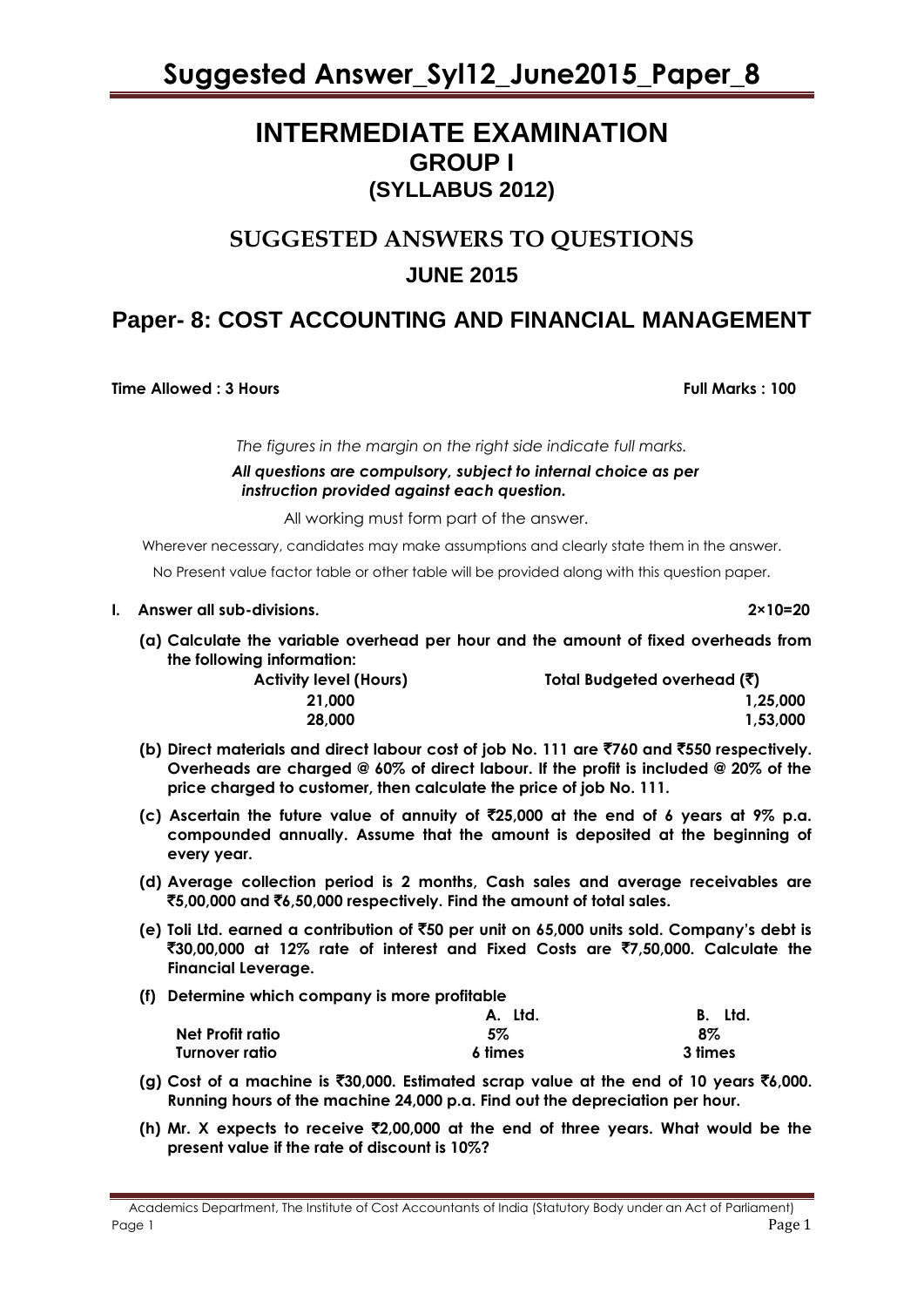# INTERMEDIATE EXAMINATION
## GROUP I
## (SYLLABUS 2012)

## SUGGESTED ANSWERS TO QUESTIONS
## JUNE 2015

## Paper- 8: COST ACCOUNTING AND FINANCIAL MANAGEMENT

**Time Allowed : 3 Hours** **Full Marks : 100**

*The figures in the margin on the right side indicate full marks.*

***All questions are compulsory, subject to internal choice as per instruction provided against each question.***

All working must form part of the answer.

Wherever necessary, candidates may make assumptions and clearly state them in the answer.

No Present value factor table or other table will be provided along with this question paper.

**I. Answer all sub-divisions.** **2×10=20**

**(a) Calculate the variable overhead per hour and the amount of fixed overheads from the following information:**

| Activity level (Hours) | Total Budgeted overhead (₹) |
|---|---|
| 21,000 | 1,25,000 |
| 28,000 | 1,53,000 |

**(b) Direct materials and direct labour cost of job No. 111 are ₹760 and ₹550 respectively. Overheads are charged @ 60% of direct labour. If the profit is included @ 20% of the price charged to customer, then calculate the price of job No. 111.**

**(c) Ascertain the future value of annuity of ₹25,000 at the end of 6 years at 9% p.a. compounded annually. Assume that the amount is deposited at the beginning of every year.**

**(d) Average collection period is 2 months, Cash sales and average receivables are ₹5,00,000 and ₹6,50,000 respectively. Find the amount of total sales.**

**(e) Toli Ltd. earned a contribution of ₹50 per unit on 65,000 units sold. Company's debt is ₹30,00,000 at 12% rate of interest and Fixed Costs are ₹7,50,000. Calculate the Financial Leverage.**

**(f) Determine which company is more profitable**

| | A. Ltd. | B. Ltd. |
|---|---|---|
| Net Profit ratio | 5% | 8% |
| Turnover ratio | 6 times | 3 times |

**(g) Cost of a machine is ₹30,000. Estimated scrap value at the end of 10 years ₹6,000. Running hours of the machine 24,000 p.a. Find out the depreciation per hour.**

**(h) Mr. X expects to receive ₹2,00,000 at the end of three years. What would be the present value if the rate of discount is 10%?**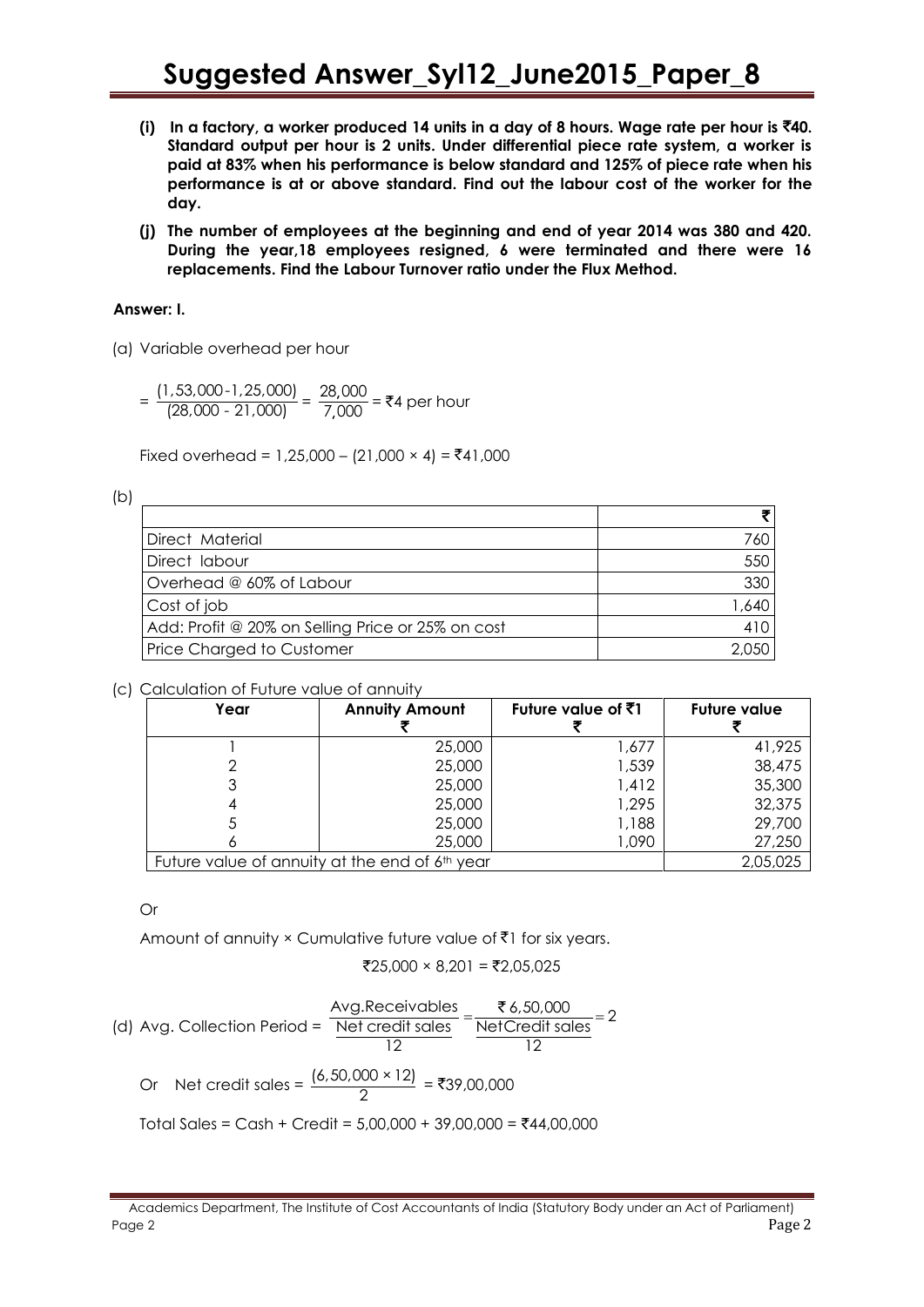**(i) In a factory, a worker produced 14 units in a day of 8 hours. Wage rate per hour is ₹40. Standard output per hour is 2 units. Under differential piece rate system, a worker is paid at 83% when his performance is below standard and 125% of piece rate when his performance is at or above standard. Find out the labour cost of the worker for the day.**

**(j) The number of employees at the beginning and end of year 2014 was 380 and 420. During the year,18 employees resigned, 6 were terminated and there were 16 replacements. Find the Labour Turnover ratio under the Flux Method.**

**Answer: I.**

(a) Variable overhead per hour

$$= \frac{(1,53,000 - 1,25,000)}{(28,000 - 21,000)} = \frac{28,000}{7,000} = ₹4 \text{ per hour}$$

Fixed overhead = 1,25,000 – (21,000 × 4) = ₹41,000

(b)

| | ₹ |
|---|---|
| Direct Material | 760 |
| Direct labour | 550 |
| Overhead @ 60% of Labour | 330 |
| Cost of job | 1,640 |
| Add: Profit @ 20% on Selling Price or 25% on cost | 410 |
| Price Charged to Customer | 2,050 |

(c) Calculation of Future value of annuity

| Year | Annuity Amount ₹ | Future value of ₹1 ₹ | Future value ₹ |
|---|---|---|---|
| 1 | 25,000 | 1,677 | 41,925 |
| 2 | 25,000 | 1,539 | 38,475 |
| 3 | 25,000 | 1,412 | 35,300 |
| 4 | 25,000 | 1,295 | 32,375 |
| 5 | 25,000 | 1,188 | 29,700 |
| 6 | 25,000 | 1,090 | 27,250 |
| Future value of annuity at the end of 6th year | | | 2,05,025 |

Or

Amount of annuity × Cumulative future value of ₹1 for six years.

₹25,000 × 8,201 = ₹2,05,025

(d) Avg. Collection Period = $\dfrac{\text{Avg.Receivables}}{\frac{\text{Net credit sales}}{12}} = \dfrac{₹\,6,50,000}{\frac{\text{NetCredit sales}}{12}} = 2$

Or Net credit sales = $\dfrac{(6,50,000 \times 12)}{2}$ = ₹39,00,000

Total Sales = Cash + Credit = 5,00,000 + 39,00,000 = ₹44,00,000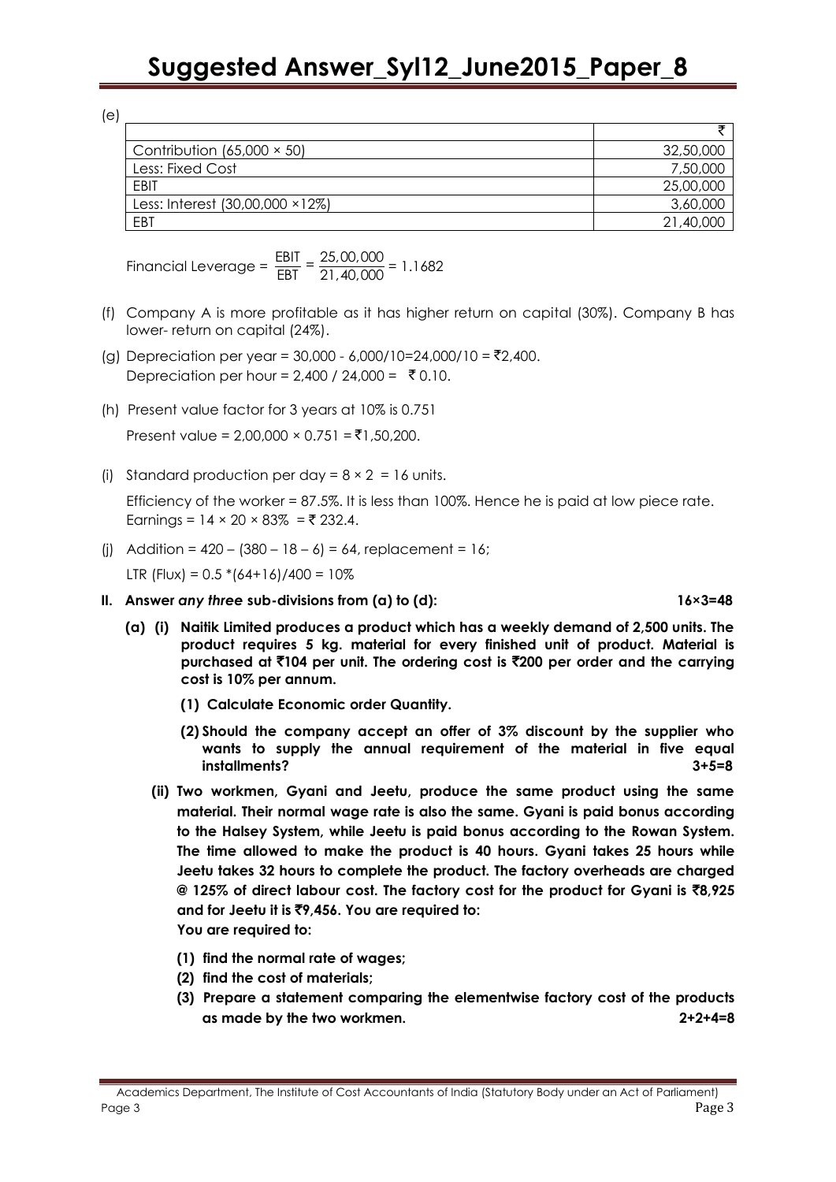(e)

| | ₹ |
|---|---|
| Contribution (65,000 × 50) | 32,50,000 |
| Less: Fixed Cost | 7,50,000 |
| EBIT | 25,00,000 |
| Less: Interest (30,00,000 ×12%) | 3,60,000 |
| EBT | 21,40,000 |

Financial Leverage = $\frac{\text{EBIT}}{\text{EBT}} = \frac{25,00,000}{21,40,000} = 1.1682$

(f) Company A is more profitable as it has higher return on capital (30%). Company B has lower- return on capital (24%).

(g) Depreciation per year = 30,000 - 6,000/10=24,000/10 = ₹2,400.
Depreciation per hour = 2,400 / 24,000 = ₹ 0.10.

(h) Present value factor for 3 years at 10% is 0.751
Present value = 2,00,000 × 0.751 = ₹1,50,200.

(i) Standard production per day = 8 × 2 = 16 units.
Efficiency of the worker = 87.5%. It is less than 100%. Hence he is paid at low piece rate.
Earnings = 14 × 20 × 83% = ₹ 232.4.

(j) Addition = 420 – (380 – 18 – 6) = 64, replacement = 16;
LTR (Flux) = 0.5 *(64+16)/400 = 10%

**II. Answer *any three* sub-divisions from (a) to (d): 16×3=48**

**(a) (i) Naitik Limited produces a product which has a weekly demand of 2,500 units. The product requires 5 kg. material for every finished unit of product. Material is purchased at ₹104 per unit. The ordering cost is ₹200 per order and the carrying cost is 10% per annum.**

**(1) Calculate Economic order Quantity.**

**(2) Should the company accept an offer of 3% discount by the supplier who wants to supply the annual requirement of the material in five equal installments? 3+5=8**

**(ii) Two workmen, Gyani and Jeetu, produce the same product using the same material. Their normal wage rate is also the same. Gyani is paid bonus according to the Halsey System, while Jeetu is paid bonus according to the Rowan System. The time allowed to make the product is 40 hours. Gyani takes 25 hours while Jeetu takes 32 hours to complete the product. The factory overheads are charged @ 125% of direct labour cost. The factory cost for the product for Gyani is ₹8,925 and for Jeetu it is ₹9,456. You are required to:**
**You are required to:**

**(1) find the normal rate of wages;**
**(2) find the cost of materials;**
**(3) Prepare a statement comparing the elementwise factory cost of the products as made by the two workmen. 2+2+4=8**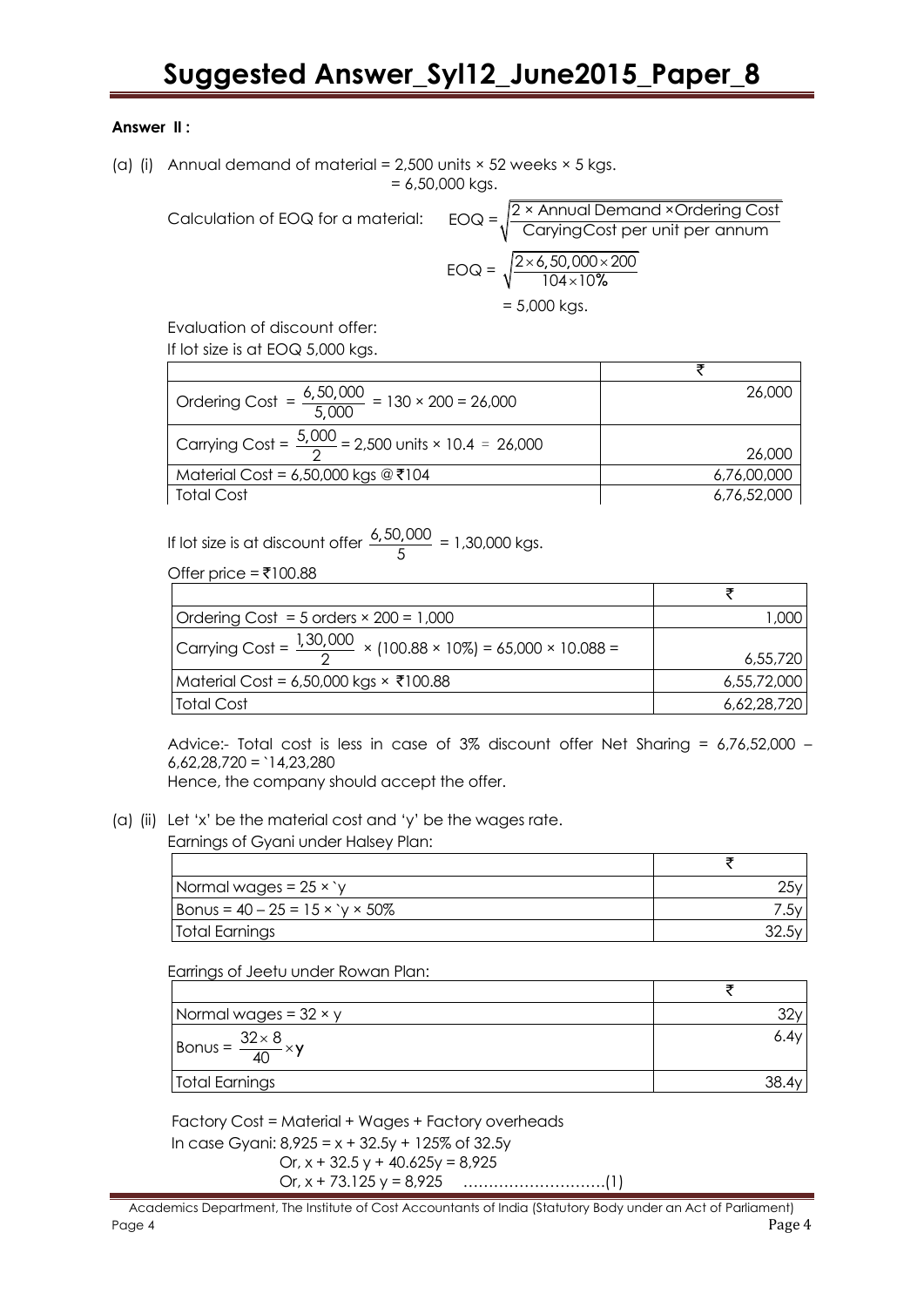**Answer II :**

(a) (i) Annual demand of material = 2,500 units × 52 weeks × 5 kgs.
= 6,50,000 kgs.

Calculation of EOQ for a material: $EOQ = \sqrt{\frac{2 \times \text{Annual Demand} \times \text{Ordering Cost}}{\text{Carying Cost per unit per annum}}}$

$$EOQ = \sqrt{\frac{2 \times 6,50,000 \times 200}{104 \times 10\%}}$$

= 5,000 kgs.

Evaluation of discount offer:
If lot size is at EOQ 5,000 kgs.

| | ₹ |
|---|---|
| Ordering Cost = $\frac{6,50,000}{5,000}$ = 130 × 200 = 26,000 | 26,000 |
| Carrying Cost = $\frac{5,000}{2}$ = 2,500 units × 10.4 = 26,000 | 26,000 |
| Material Cost = 6,50,000 kgs @ ₹104 | 6,76,00,000 |
| Total Cost | 6,76,52,000 |

If lot size is at discount offer $\frac{6,50,000}{5}$ = 1,30,000 kgs.

Offer price = ₹100.88

| | ₹ |
|---|---|
| Ordering Cost = 5 orders × 200 = 1,000 | 1,000 |
| Carrying Cost = $\frac{1,30,000}{2}$ × (100.88 × 10%) = 65,000 × 10.088 = | 6,55,720 |
| Material Cost = 6,50,000 kgs × ₹100.88 | 6,55,72,000 |
| Total Cost | 6,62,28,720 |

Advice:- Total cost is less in case of 3% discount offer Net Sharing = 6,76,52,000 – 6,62,28,720 = `14,23,280
Hence, the company should accept the offer.

(a) (ii) Let 'x' be the material cost and 'y' be the wages rate.
Earnings of Gyani under Halsey Plan:

| | ₹ |
|---|---|
| Normal wages = 25 × `y | 25y |
| Bonus = 40 – 25 = 15 × `y × 50% | 7.5y |
| Total Earnings | 32.5y |

Earrings of Jeetu under Rowan Plan:

| | ₹ |
|---|---|
| Normal wages = 32 × y | 32y |
| Bonus = $\frac{32 \times 8}{40} \times y$ | 6.4y |
| Total Earnings | 38.4y |

Factory Cost = Material + Wages + Factory overheads
In case Gyani: 8,925 = x + 32.5y + 125% of 32.5y
Or, x + 32.5 y + 40.625y = 8,925
Or, x + 73.125 y = 8,925 ……………………….(1)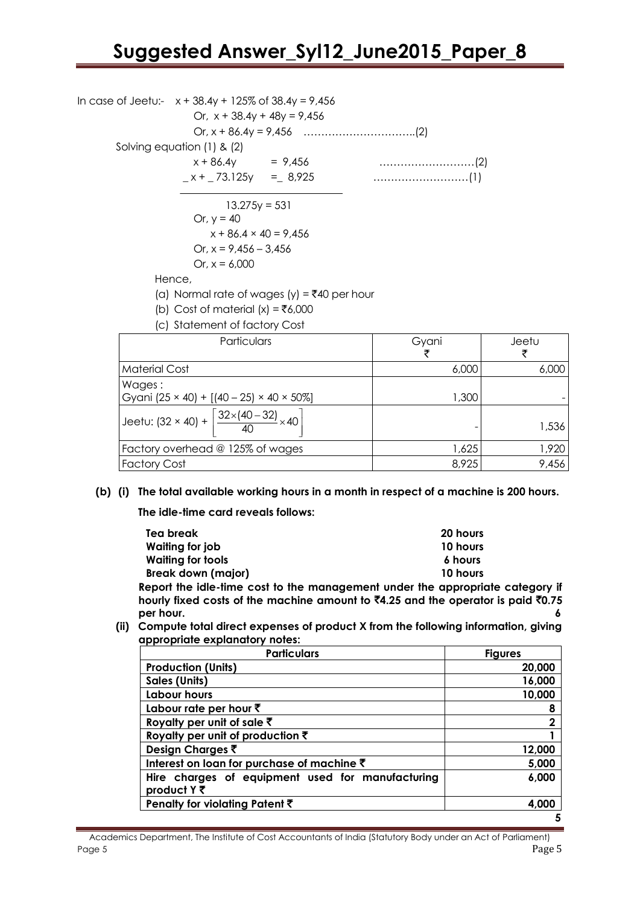In case of Jeetu:- $x + 38.4y + 125\%$ of $38.4y = 9,456$

Or, $x + 38.4y + 48y = 9,456$

Or, $x + 86.4y = 9,456$ …………………………..(2)

Solving equation (1) & (2)

$x + 86.4y = 9,456$ ………………………(2)

$\_x + \_73.125y = \_ 8,925$ ………………………(1)

$13.275y = 531$

Or, $y = 40$

$x + 86.4 \times 40 = 9,456$

Or, $x = 9,456 – 3,456$

Or, $x = 6,000$

Hence,

(a) Normal rate of wages (y) = ₹40 per hour

(b) Cost of material (x) = ₹6,000

(c) Statement of factory Cost

| Particulars | Gyani ₹ | Jeetu ₹ |
|---|---|---|
| Material Cost | 6,000 | 6,000 |
| Wages : Gyani (25 × 40) + [(40 – 25) × 40 × 50%] | 1,300 | - |
| Jeetu: $(32 \times 40) + \left[\frac{32 \times (40-32)}{40} \times 40\right]$ | - | 1,536 |
| Factory overhead @ 125% of wages | 1,625 | 1,920 |
| Factory Cost | 8,925 | 9,456 |

**(b) (i) The total available working hours in a month in respect of a machine is 200 hours.**

**The idle-time card reveals follows:**

| | |
|---|---|
| **Tea break** | **20 hours** |
| **Waiting for job** | **10 hours** |
| **Waiting for tools** | **6 hours** |
| **Break down (major)** | **10 hours** |

**Report the idle-time cost to the management under the appropriate category if hourly fixed costs of the machine amount to ₹4.25 and the operator is paid ₹0.75 per hour.** **6**

**(ii) Compute total direct expenses of product X from the following information, giving appropriate explanatory notes:**

| **Particulars** | **Figures** |
|---|---|
| **Production (Units)** | **20,000** |
| **Sales (Units)** | **16,000** |
| **Labour hours** | **10,000** |
| **Labour rate per hour ₹** | **8** |
| **Royalty per unit of sale ₹** | **2** |
| **Royalty per unit of production ₹** | **1** |
| **Design Charges ₹** | **12,000** |
| **Interest on loan for purchase of machine ₹** | **5,000** |
| **Hire charges of equipment used for manufacturing product Y ₹** | **6,000** |
| **Penalty for violating Patent ₹** | **4,000** |

**5**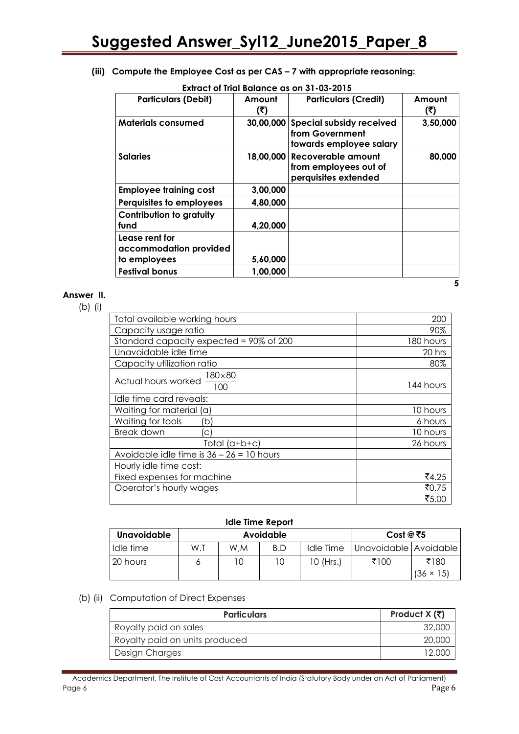**(iii) Compute the Employee Cost as per CAS – 7 with appropriate reasoning:**

**Extract of Trial Balance as on 31-03-2015**

| Particulars (Debit) | Amount (₹) | Particulars (Credit) | Amount (₹) |
|---|---|---|---|
| Materials consumed | 30,00,000 | Special subsidy received from Government towards employee salary | 3,50,000 |
| Salaries | 18,00,000 | Recoverable amount from employees out of perquisites extended | 80,000 |
| Employee training cost | 3,00,000 | | |
| Perquisites to employees | 4,80,000 | | |
| Contribution to gratuity fund | 4,20,000 | | |
| Lease rent for accommodation provided to employees | 5,60,000 | | |
| Festival bonus | 1,00,000 | | |

5

**Answer II.**

(b) (i)

| | |
|---|---|
| Total available working hours | 200 |
| Capacity usage ratio | 90% |
| Standard capacity expected = 90% of 200 | 180 hours |
| Unavoidable idle time | 20 hrs |
| Capacity utilization ratio | 80% |
| Actual hours worked $\frac{180 \times 80}{100}$ | 144 hours |
| Idle time card reveals: | |
| Waiting for material (a) | 10 hours |
| Waiting for tools (b) | 6 hours |
| Break down (c) | 10 hours |
| Total (a+b+c) | 26 hours |
| Avoidable idle time is 36 – 26 = 10 hours | |
| Hourly idle time cost: | |
| Fixed expenses for machine | ₹4.25 |
| Operator's hourly wages | ₹0.75 |
| | ₹5.00 |

**Idle Time Report**

| Unavoidable | Avoidable | | | | Cost @ ₹5 | |
|---|---|---|---|---|---|---|
| Idle time | W.T | W.M | B.D | Idle Time | Unavoidable | Avoidable |
| 20 hours | 6 | 10 | 10 | 10 (Hrs.) | ₹100 | ₹180 (36 × 15) |

(b) (ii) Computation of Direct Expenses

| Particulars | Product X (₹) |
|---|---|
| Royalty paid on sales | 32,000 |
| Royalty paid on units produced | 20,000 |
| Design Charges | 12,000 |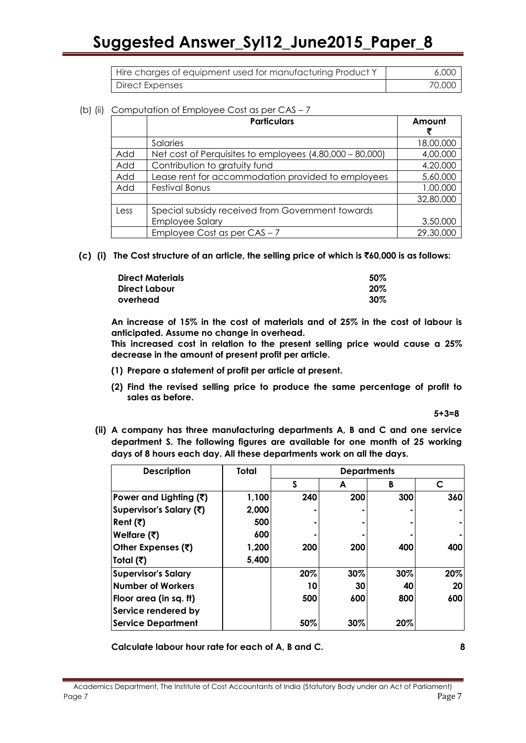| Hire charges of equipment used for manufacturing Product Y | 6,000 |
|---|---|
| Direct Expenses | 70,000 |

(b) (ii) Computation of Employee Cost as per CAS – 7

| | Particulars | Amount ₹ |
|---|---|---|
| | Salaries | 18,00,000 |
| Add | Net cost of Perquisites to employees (4,80,000 – 80,000) | 4,00,000 |
| Add | Contribution to gratuity fund | 4,20,000 |
| Add | Lease rent for accommodation provided to employees | 5,60,000 |
| Add | Festival Bonus | 1,00,000 |
| | | 32,80,000 |
| Less | Special subsidy received from Government towards Employee Salary | 3,50,000 |
| | Employee Cost as per CAS – 7 | 29,30,000 |

**(c) (i) The Cost structure of an article, the selling price of which is ₹60,000 is as follows:**

| | |
|---|---|
| **Direct Materials** | **50%** |
| **Direct Labour** | **20%** |
| **overhead** | **30%** |

**An increase of 15% in the cost of materials and of 25% in the cost of labour is anticipated. Assume no change in overhead.**

**This increased cost in relation to the present selling price would cause a 25% decrease in the amount of present profit per article.**

**(1) Prepare a statement of profit per article at present.**

**(2) Find the revised selling price to produce the same percentage of profit to sales as before.**

**5+3=8**

**(ii) A company has three manufacturing departments A, B and C and one service department S. The following figures are available for one month of 25 working days of 8 hours each day. All these departments work on all the days.**

| Description | Total | Departments | | | |
|---|---|---|---|---|---|
| | | S | A | B | C |
| Power and Lighting (₹) | 1,100 | 240 | 200 | 300 | 360 |
| Supervisor's Salary (₹) | 2,000 | - | - | - | - |
| Rent (₹) | 500 | - | - | - | - |
| Welfare (₹) | 600 | - | - | - | - |
| Other Expenses (₹) | 1,200 | 200 | 200 | 400 | 400 |
| Total (₹) | 5,400 | | | | |
| Supervisor's Salary | | 20% | 30% | 30% | 20% |
| Number of Workers | | 10 | 30 | 40 | 20 |
| Floor area (in sq. ft) | | 500 | 600 | 800 | 600 |
| Service rendered by Service Department | | 50% | 30% | 20% | |

**Calculate labour hour rate for each of A, B and C.** **8**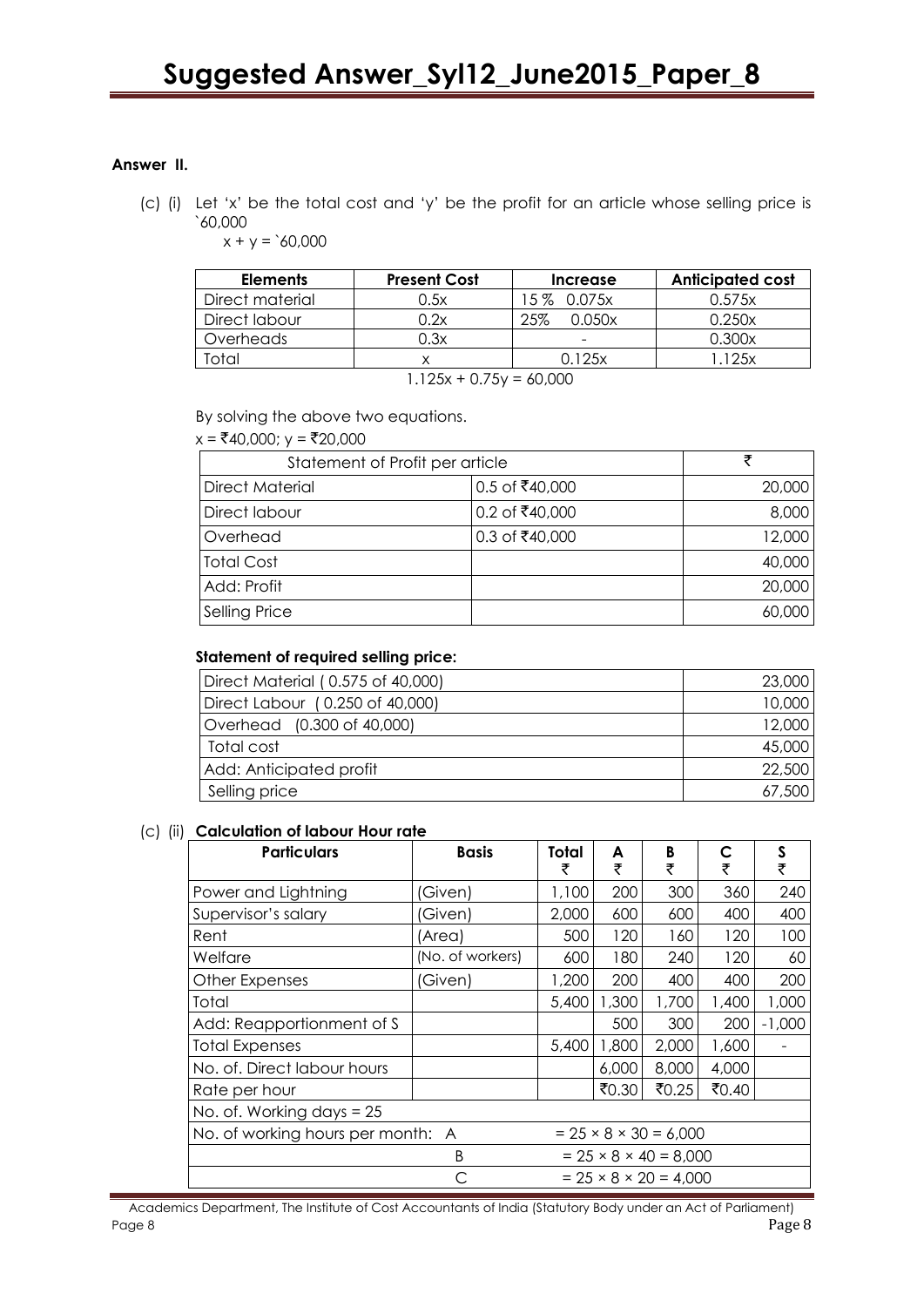**Answer II.**

(c) (i) Let 'x' be the total cost and 'y' be the profit for an article whose selling price is `60,000

$x + y =$ `60,000

| Elements | Present Cost | Increase | Anticipated cost |
|---|---|---|---|
| Direct material | 0.5x | 15 % 0.075x | 0.575x |
| Direct labour | 0.2x | 25% 0.050x | 0.250x |
| Overheads | 0.3x | - | 0.300x |
| Total | x | 0.125x | 1.125x |

$$1.125x + 0.75y = 60,000$$

By solving the above two equations.

$x =$ ₹40,000; $y =$ ₹20,000

| Statement of Profit per article | | ₹ |
|---|---|---|
| Direct Material | 0.5 of ₹40,000 | 20,000 |
| Direct labour | 0.2 of ₹40,000 | 8,000 |
| Overhead | 0.3 of ₹40,000 | 12,000 |
| Total Cost | | 40,000 |
| Add: Profit | | 20,000 |
| Selling Price | | 60,000 |

**Statement of required selling price:**

| | |
|---|---|
| Direct Material ( 0.575 of 40,000) | 23,000 |
| Direct Labour ( 0.250 of 40,000) | 10,000 |
| Overhead (0.300 of 40,000) | 12,000 |
| Total cost | 45,000 |
| Add: Anticipated profit | 22,500 |
| Selling price | 67,500 |

(c) (ii) **Calculation of labour Hour rate**

| Particulars | Basis | Total ₹ | A ₹ | B ₹ | C ₹ | S ₹ |
|---|---|---|---|---|---|---|
| Power and Lightning | (Given) | 1,100 | 200 | 300 | 360 | 240 |
| Supervisor's salary | (Given) | 2,000 | 600 | 600 | 400 | 400 |
| Rent | (Area) | 500 | 120 | 160 | 120 | 100 |
| Welfare | (No. of workers) | 600 | 180 | 240 | 120 | 60 |
| Other Expenses | (Given) | 1,200 | 200 | 400 | 400 | 200 |
| Total | | 5,400 | 1,300 | 1,700 | 1,400 | 1,000 |
| Add: Reapportionment of S | | | 500 | 300 | 200 | -1,000 |
| Total Expenses | | 5,400 | 1,800 | 2,000 | 1,600 | - |
| No. of. Direct labour hours | | | 6,000 | 8,000 | 4,000 | |
| Rate per hour | | | ₹0.30 | ₹0.25 | ₹0.40 | |
| No. of. Working days = 25 | | | | | | |
| No. of working hours per month: A | | = 25 × 8 × 30 = 6,000 | | | | |
| B | | = 25 × 8 × 40 = 8,000 | | | | |
| C | | = 25 × 8 × 20 = 4,000 | | | | |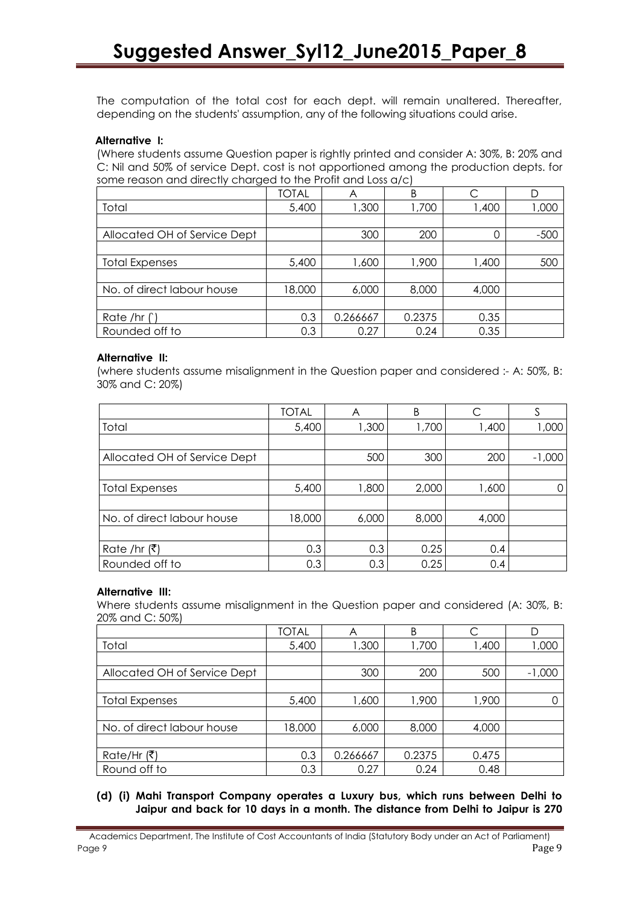The computation of the total cost for each dept. will remain unaltered. Thereafter, depending on the students' assumption, any of the following situations could arise.

**Alternative I:**

(Where students assume Question paper is rightly printed and consider A: 30%, B: 20% and C: Nil and 50% of service Dept. cost is not apportioned among the production depts. for some reason and directly charged to the Profit and Loss a/c)

| | TOTAL | A | B | C | D |
|---|---|---|---|---|---|
| Total | 5,400 | 1,300 | 1,700 | 1,400 | 1,000 |
| | | | | | |
| Allocated OH of Service Dept | | 300 | 200 | 0 | -500 |
| | | | | | |
| Total Expenses | 5,400 | 1,600 | 1,900 | 1,400 | 500 |
| | | | | | |
| No. of direct labour house | 18,000 | 6,000 | 8,000 | 4,000 | |
| | | | | | |
| Rate /hr (`) | 0.3 | 0.266667 | 0.2375 | 0.35 | |
| Rounded off to | 0.3 | 0.27 | 0.24 | 0.35 | |

**Alternative II:**

(where students assume misalignment in the Question paper and considered :- A: 50%, B: 30% and C: 20%)

| | TOTAL | A | B | C | S |
|---|---|---|---|---|---|
| Total | 5,400 | 1,300 | 1,700 | 1,400 | 1,000 |
| | | | | | |
| Allocated OH of Service Dept | | 500 | 300 | 200 | -1,000 |
| | | | | | |
| Total Expenses | 5,400 | 1,800 | 2,000 | 1,600 | 0 |
| | | | | | |
| No. of direct labour house | 18,000 | 6,000 | 8,000 | 4,000 | |
| | | | | | |
| Rate /hr (₹) | 0.3 | 0.3 | 0.25 | 0.4 | |
| Rounded off to | 0.3 | 0.3 | 0.25 | 0.4 | |

**Alternative III:**

Where students assume misalignment in the Question paper and considered (A: 30%, B: 20% and C: 50%)

| | TOTAL | A | B | C | D |
|---|---|---|---|---|---|
| Total | 5,400 | 1,300 | 1,700 | 1,400 | 1,000 |
| | | | | | |
| Allocated OH of Service Dept | | 300 | 200 | 500 | -1,000 |
| | | | | | |
| Total Expenses | 5,400 | 1,600 | 1,900 | 1,900 | 0 |
| | | | | | |
| No. of direct labour house | 18,000 | 6,000 | 8,000 | 4,000 | |
| | | | | | |
| Rate/Hr (₹) | 0.3 | 0.266667 | 0.2375 | 0.475 | |
| Round off to | 0.3 | 0.27 | 0.24 | 0.48 | |

**(d) (i) Mahi Transport Company operates a Luxury bus, which runs between Delhi to Jaipur and back for 10 days in a month. The distance from Delhi to Jaipur is 270**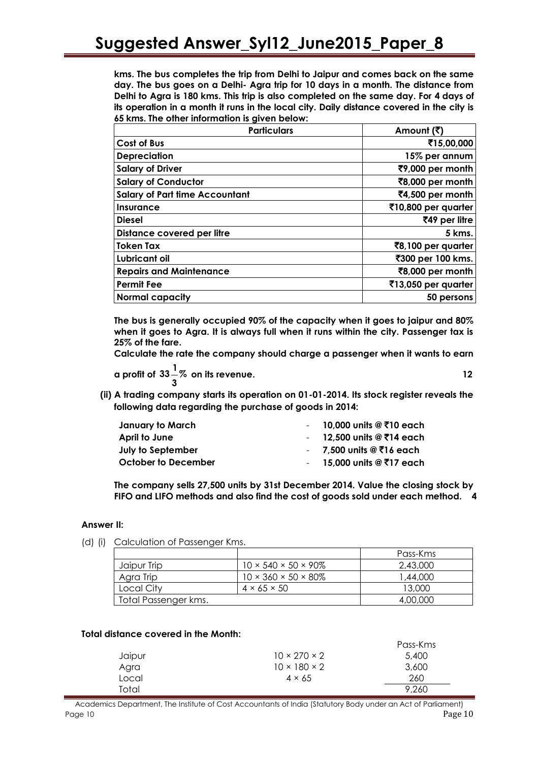**kms. The bus completes the trip from Delhi to Jaipur and comes back on the same day. The bus goes on a Delhi- Agra trip for 10 days in a month. The distance from Delhi to Agra is 180 kms. This trip is also completed on the same day. For 4 days of its operation in a month it runs in the local city. Daily distance covered in the city is 65 kms. The other information is given below:**

| Particulars | Amount (₹) |
|---|---|
| Cost of Bus | ₹15,00,000 |
| Depreciation | 15% per annum |
| Salary of Driver | ₹9,000 per month |
| Salary of Conductor | ₹8,000 per month |
| Salary of Part time Accountant | ₹4,500 per month |
| Insurance | ₹10,800 per quarter |
| Diesel | ₹49 per litre |
| Distance covered per litre | 5 kms. |
| Token Tax | ₹8,100 per quarter |
| Lubricant oil | ₹300 per 100 kms. |
| Repairs and Maintenance | ₹8,000 per month |
| Permit Fee | ₹13,050 per quarter |
| Normal capacity | 50 persons |

**The bus is generally occupied 90% of the capacity when it goes to jaipur and 80% when it goes to Agra. It is always full when it runs within the city. Passenger tax is 25% of the fare.**

**Calculate the rate the company should charge a passenger when it wants to earn a profit of $33\frac{1}{3}\%$ on its revenue.** **12**

**(ii) A trading company starts its operation on 01-01-2014. Its stock register reveals the following data regarding the purchase of goods in 2014:**

| | | |
|---|---|---|
| **January to March** | - | **10,000 units @ ₹10 each** |
| **April to June** | - | **12,500 units @ ₹14 each** |
| **July to September** | - | **7,500 units @ ₹16 each** |
| **October to December** | - | **15,000 units @ ₹17 each** |

**The company sells 27,500 units by 31st December 2014. Value the closing stock by FIFO and LIFO methods and also find the cost of goods sold under each method.** **4**

**Answer II:**

(d) (i) Calculation of Passenger Kms.

| | | Pass-Kms |
|---|---|---|
| Jaipur Trip | 10 × 540 × 50 × 90% | 2,43,000 |
| Agra Trip | 10 × 360 × 50 × 80% | 1,44,000 |
| Local City | 4 × 65 × 50 | 13,000 |
| Total Passenger kms. | | 4,00,000 |

**Total distance covered in the Month:**

| | | Pass-Kms |
|---|---|---|
| Jaipur | 10 × 270 × 2 | 5,400 |
| Agra | 10 × 180 × 2 | 3,600 |
| Local | 4 × 65 | 260 |
| Total | | 9,260 |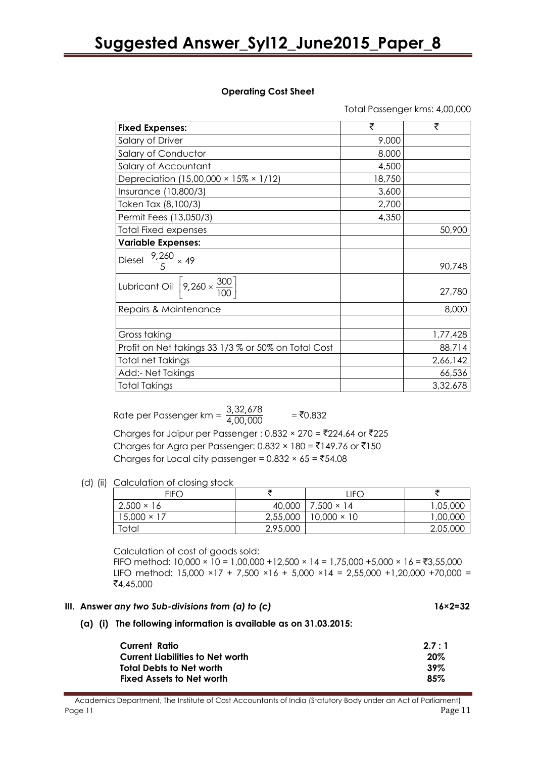**Operating Cost Sheet**

Total Passenger kms: 4,00,000

| Fixed Expenses: | ₹ | ₹ |
|---|---|---|
| Salary of Driver | 9,000 | |
| Salary of Conductor | 8,000 | |
| Salary of Accountant | 4,500 | |
| Depreciation (15,00,000 × 15% × 1/12) | 18,750 | |
| Insurance (10,800/3) | 3,600 | |
| Token Tax (8,100/3) | 2,700 | |
| Permit Fees (13,050/3) | 4,350 | |
| Total Fixed expenses | | 50,900 |
| **Variable Expenses:** | | |
| Diesel $\frac{9,260}{5} \times 49$ | | 90,748 |
| Lubricant Oil $\left[9,260 \times \frac{300}{100}\right]$ | | 27,780 |
| Repairs & Maintenance | | 8,000 |
| | | |
| Gross taking | | 1,77,428 |
| Profit on Net takings 33 1/3 % or 50% on Total Cost | | 88,714 |
| Total net Takings | | 2,66,142 |
| Add:- Net Takings | | 66,536 |
| Total Takings | | 3,32,678 |

Rate per Passenger km = $\frac{3,32,678}{4,00,000}$ = ₹0.832

Charges for Jaipur per Passenger : 0.832 × 270 = ₹224.64 or ₹225

Charges for Agra per Passenger: 0.832 × 180 = ₹149.76 or ₹150

Charges for Local city passenger = 0.832 × 65 = ₹54.08

(d) (ii) Calculation of closing stock

| FIFO | ₹ | LIFO | ₹ |
|---|---|---|---|
| 2,500 × 16 | 40,000 | 7,500 × 14 | 1,05,000 |
| 15,000 × 17 | 2,55,000 | 10,000 × 10 | 1,00,000 |
| Total | 2,95,000 | | 2,05,000 |

Calculation of cost of goods sold:

FIFO method: 10,000 × 10 = 1,00,000 +12,500 × 14 = 1,75,000 +5,000 × 16 = ₹3,55,000

LIFO method: 15,000 ×17 + 7,500 ×16 + 5,000 ×14 = 2,55,000 +1,20,000 +70,000 = ₹4,45,000

**III. Answer *any two Sub-divisions from (a) to (c)*** **16×2=32**

**(a) (i) The following information is available as on 31.03.2015:**

| | |
|---|---|
| **Current Ratio** | **2.7 : 1** |
| **Current Liabilities to Net worth** | **20%** |
| **Total Debts to Net worth** | **39%** |
| **Fixed Assets to Net worth** | **85%** |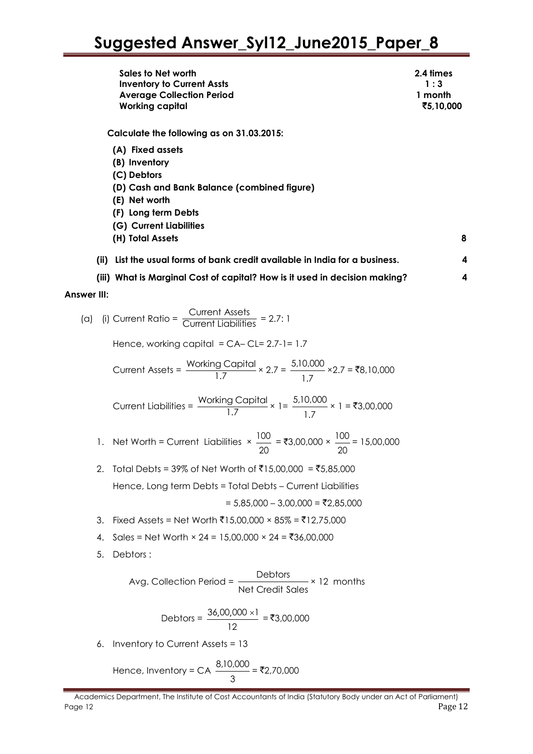| | |
|---|---|
| **Sales to Net worth** | **2.4 times** |
| **Inventory to Current Assts** | **1 : 3** |
| **Average Collection Period** | **1 month** |
| **Working capital** | **₹5,10,000** |

**Calculate the following as on 31.03.2015:**

**(A) Fixed assets**
**(B) Inventory**
**(C) Debtors**
**(D) Cash and Bank Balance (combined figure)**
**(E) Net worth**
**(F) Long term Debts**
**(G) Current Liabilities**
**(H) Total Assets** **8**

**(ii) List the usual forms of bank credit available in India for a business.** **4**

**(iii) What is Marginal Cost of capital? How is it used in decision making?** **4**

**Answer III:**

(a) (i) Current Ratio = $\frac{\text{Current Assets}}{\text{Current Liabilities}}$ = 2.7: 1

Hence, working capital = CA– CL= 2.7-1= 1.7

Current Assets = $\frac{\text{Working Capital}}{1.7} \times 2.7 = \frac{5{,}10{,}000}{1.7} \times 2.7$ = ₹8,10,000

Current Liabilities = $\frac{\text{Working Capital}}{1.7} \times 1 = \frac{5{,}10{,}000}{1.7} \times 1$ = ₹3,00,000

1. Net Worth = Current Liabilities $\times \frac{100}{20}$ = ₹3,00,000 $\times \frac{100}{20}$ = 15,00,000

2. Total Debts = 39% of Net Worth of ₹15,00,000 = ₹5,85,000

   Hence, Long term Debts = Total Debts – Current Liabilities

   = 5,85,000 – 3,00,000 = ₹2,85,000

3. Fixed Assets = Net Worth ₹15,00,000 × 85% = ₹12,75,000

4. Sales = Net Worth × 24 = 15,00,000 × 24 = ₹36,00,000

5. Debtors :

   Avg. Collection Period = $\frac{\text{Debtors}}{\text{Net Credit Sales}} \times 12$ months

   Debtors = $\frac{36{,}00{,}000 \times 1}{12}$ = ₹3,00,000

6. Inventory to Current Assets = 13

   Hence, Inventory = CA $\frac{8{,}10{,}000}{3}$ = ₹2,70,000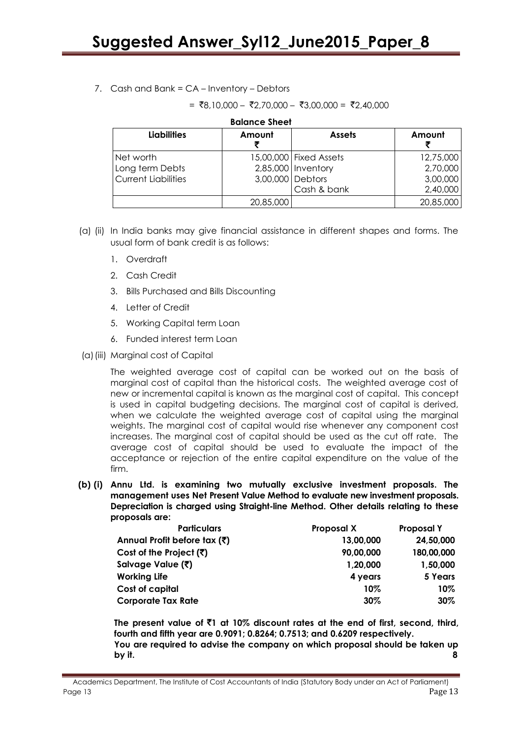7. Cash and Bank = CA – Inventory – Debtors

   = ₹8,10,000 – ₹2,70,000 – ₹3,00,000 = ₹2,40,000

**Balance Sheet**

| Liabilities | Amount ₹ | Assets | Amount ₹ |
|---|---|---|---|
| Net worth | 15,00,000 | Fixed Assets | 12,75,000 |
| Long term Debts | 2,85,000 | Inventory | 2,70,000 |
| Current Liabilities | 3,00,000 | Debtors | 3,00,000 |
| | | Cash & bank | 2,40,000 |
| | 20,85,000 | | 20,85,000 |

(a) (ii) In India banks may give financial assistance in different shapes and forms. The usual form of bank credit is as follows:

1. Overdraft
2. Cash Credit
3. Bills Purchased and Bills Discounting
4. Letter of Credit
5. Working Capital term Loan
6. Funded interest term Loan

(a) (iii) Marginal cost of Capital

The weighted average cost of capital can be worked out on the basis of marginal cost of capital than the historical costs. The weighted average cost of new or incremental capital is known as the marginal cost of capital. This concept is used in capital budgeting decisions. The marginal cost of capital is derived, when we calculate the weighted average cost of capital using the marginal weights. The marginal cost of capital would rise whenever any component cost increases. The marginal cost of capital should be used as the cut off rate. The average cost of capital should be used to evaluate the impact of the acceptance or rejection of the entire capital expenditure on the value of the firm.

**(b) (i) Annu Ltd. is examining two mutually exclusive investment proposals. The management uses Net Present Value Method to evaluate new investment proposals. Depreciation is charged using Straight-line Method. Other details relating to these proposals are:**

| Particulars | Proposal X | Proposal Y |
|---|---|---|
| Annual Profit before tax (₹) | 13,00,000 | 24,50,000 |
| Cost of the Project (₹) | 90,00,000 | 180,00,000 |
| Salvage Value (₹) | 1,20,000 | 1,50,000 |
| Working Life | 4 years | 5 Years |
| Cost of capital | 10% | 10% |
| Corporate Tax Rate | 30% | 30% |

**The present value of ₹1 at 10% discount rates at the end of first, second, third, fourth and fifth year are 0.9091; 0.8264; 0.7513; and 0.6209 respectively.**

**You are required to advise the company on which proposal should be taken up by it. 8**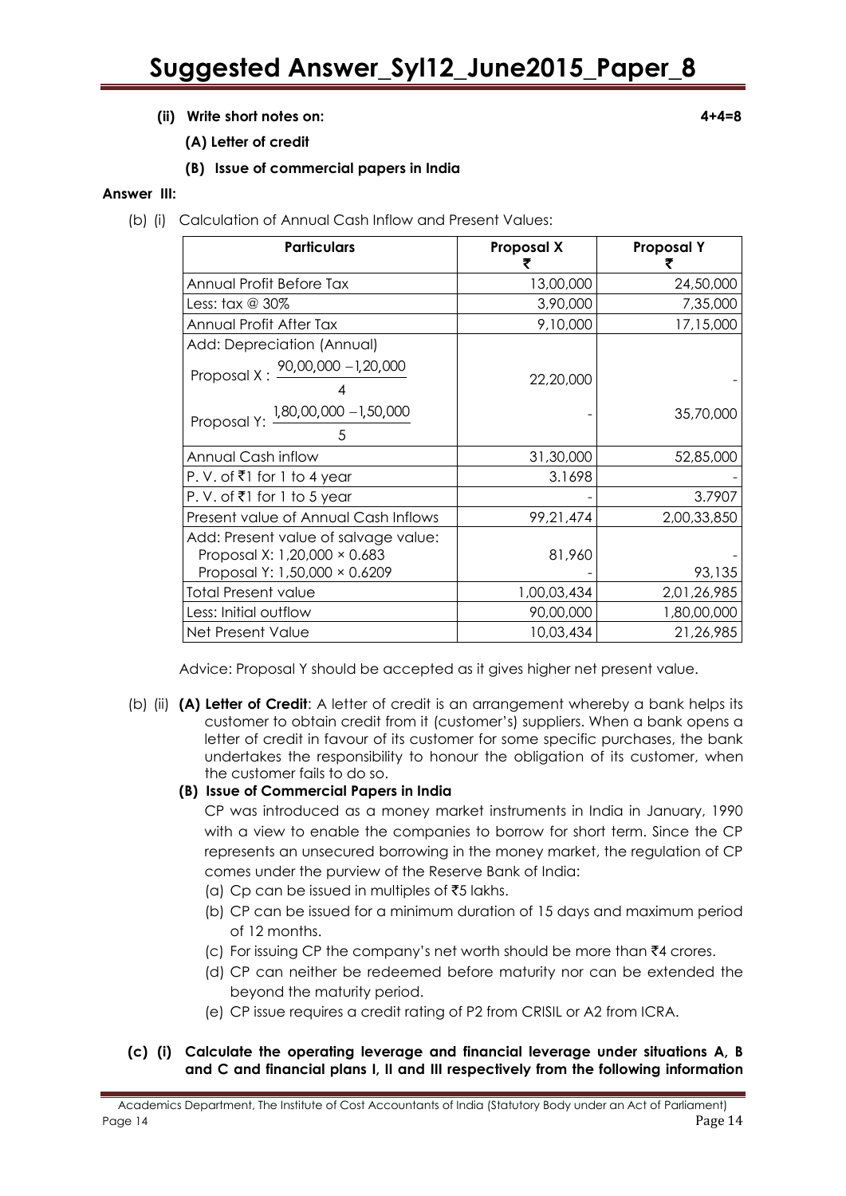**(ii) Write short notes on:** **4+4=8**

**(A) Letter of credit**

**(B) Issue of commercial papers in India**

**Answer III:**

(b) (i) Calculation of Annual Cash Inflow and Present Values:

| Particulars | Proposal X ₹ | Proposal Y ₹ |
|---|---|---|
| Annual Profit Before Tax | 13,00,000 | 24,50,000 |
| Less: tax @ 30% | 3,90,000 | 7,35,000 |
| Annual Profit After Tax | 9,10,000 | 17,15,000 |
| Add: Depreciation (Annual) | | |
| Proposal X : $\frac{90,00,000 - 1,20,000}{4}$ | 22,20,000 | - |
| Proposal Y: $\frac{1,80,00,000 - 1,50,000}{5}$ | - | 35,70,000 |
| Annual Cash inflow | 31,30,000 | 52,85,000 |
| P. V. of ₹1 for 1 to 4 year | 3.1698 | - |
| P. V. of ₹1 for 1 to 5 year | - | 3.7907 |
| Present value of Annual Cash Inflows | 99,21,474 | 2,00,33,850 |
| Add: Present value of salvage value: | | |
| Proposal X: 1,20,000 × 0.683 | 81,960 | - |
| Proposal Y: 1,50,000 × 0.6209 | - | 93,135 |
| Total Present value | 1,00,03,434 | 2,01,26,985 |
| Less: Initial outflow | 90,00,000 | 1,80,00,000 |
| Net Present Value | 10,03,434 | 21,26,985 |

Advice: Proposal Y should be accepted as it gives higher net present value.

(b) (ii) **(A) Letter of Credit**: A letter of credit is an arrangement whereby a bank helps its customer to obtain credit from it (customer's) suppliers. When a bank opens a letter of credit in favour of its customer for some specific purchases, the bank undertakes the responsibility to honour the obligation of its customer, when the customer fails to do so.

**(B) Issue of Commercial Papers in India**

CP was introduced as a money market instruments in India in January, 1990 with a view to enable the companies to borrow for short term. Since the CP represents an unsecured borrowing in the money market, the regulation of CP comes under the purview of the Reserve Bank of India:

(a) Cp can be issued in multiples of ₹5 lakhs.

(b) CP can be issued for a minimum duration of 15 days and maximum period of 12 months.

(c) For issuing CP the company's net worth should be more than ₹4 crores.

(d) CP can neither be redeemed before maturity nor can be extended the beyond the maturity period.

(e) CP issue requires a credit rating of P2 from CRISIL or A2 from ICRA.

**(c) (i) Calculate the operating leverage and financial leverage under situations A, B and C and financial plans I, II and III respectively from the following information**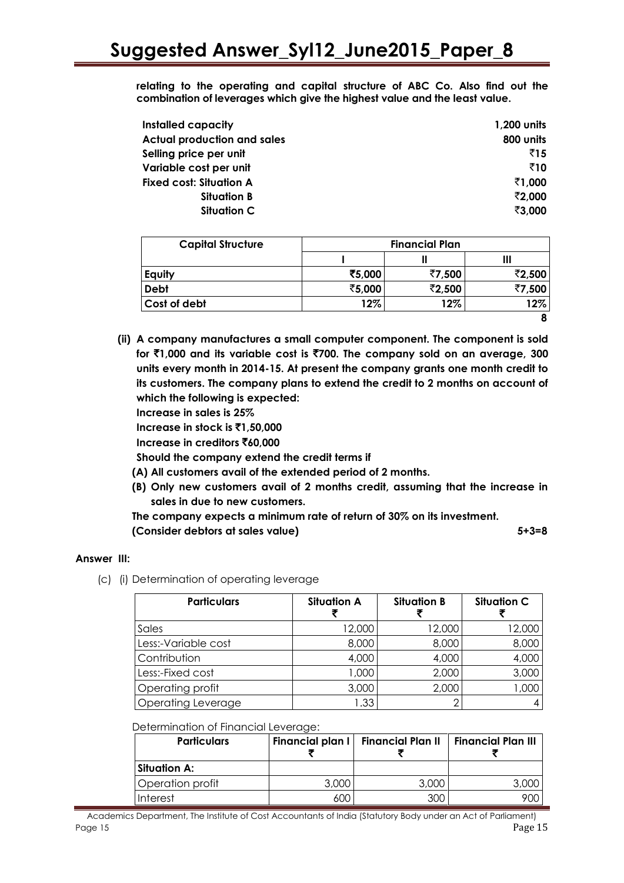**relating to the operating and capital structure of ABC Co. Also find out the combination of leverages which give the highest value and the least value.**

| | |
|---|---|
| **Installed capacity** | **1,200 units** |
| **Actual production and sales** | **800 units** |
| **Selling price per unit** | **₹15** |
| **Variable cost per unit** | **₹10** |
| **Fixed cost: Situation A** | **₹1,000** |
| **Situation B** | **₹2,000** |
| **Situation C** | **₹3,000** |

| **Capital Structure** | **Financial Plan** | | |
|---|---|---|---|
| | **I** | **II** | **III** |
| **Equity** | **₹5,000** | **₹7,500** | **₹2,500** |
| **Debt** | **₹5,000** | **₹2,500** | **₹7,500** |
| **Cost of debt** | **12%** | **12%** | **12%** |

**8**

**(ii) A company manufactures a small computer component. The component is sold for ₹1,000 and its variable cost is ₹700. The company sold on an average, 300 units every month in 2014-15. At present the company grants one month credit to its customers. The company plans to extend the credit to 2 months on account of which the following is expected:**

**Increase in sales is 25%**

**Increase in stock is ₹1,50,000**

**Increase in creditors ₹60,000**

**Should the company extend the credit terms if**

**(A) All customers avail of the extended period of 2 months.**

**(B) Only new customers avail of 2 months credit, assuming that the increase in sales in due to new customers.**

**The company expects a minimum rate of return of 30% on its investment.**

**(Consider debtors at sales value)** **5+3=8**

**Answer III:**

(c) (i) Determination of operating leverage

| **Particulars** | **Situation A** ₹ | **Situation B** ₹ | **Situation C** ₹ |
|---|---|---|---|
| Sales | 12,000 | 12,000 | 12,000 |
| Less:-Variable cost | 8,000 | 8,000 | 8,000 |
| Contribution | 4,000 | 4,000 | 4,000 |
| Less:-Fixed cost | 1,000 | 2,000 | 3,000 |
| Operating profit | 3,000 | 2,000 | 1,000 |
| Operating Leverage | 1.33 | 2 | 4 |

Determination of Financial Leverage:

| **Particulars** | **Financial plan I** ₹ | **Financial Plan II** ₹ | **Financial Plan III** ₹ |
|---|---|---|---|
| **Situation A:** | | | |
| Operation profit | 3,000 | 3,000 | 3,000 |
| Interest | 600 | 300 | 900 |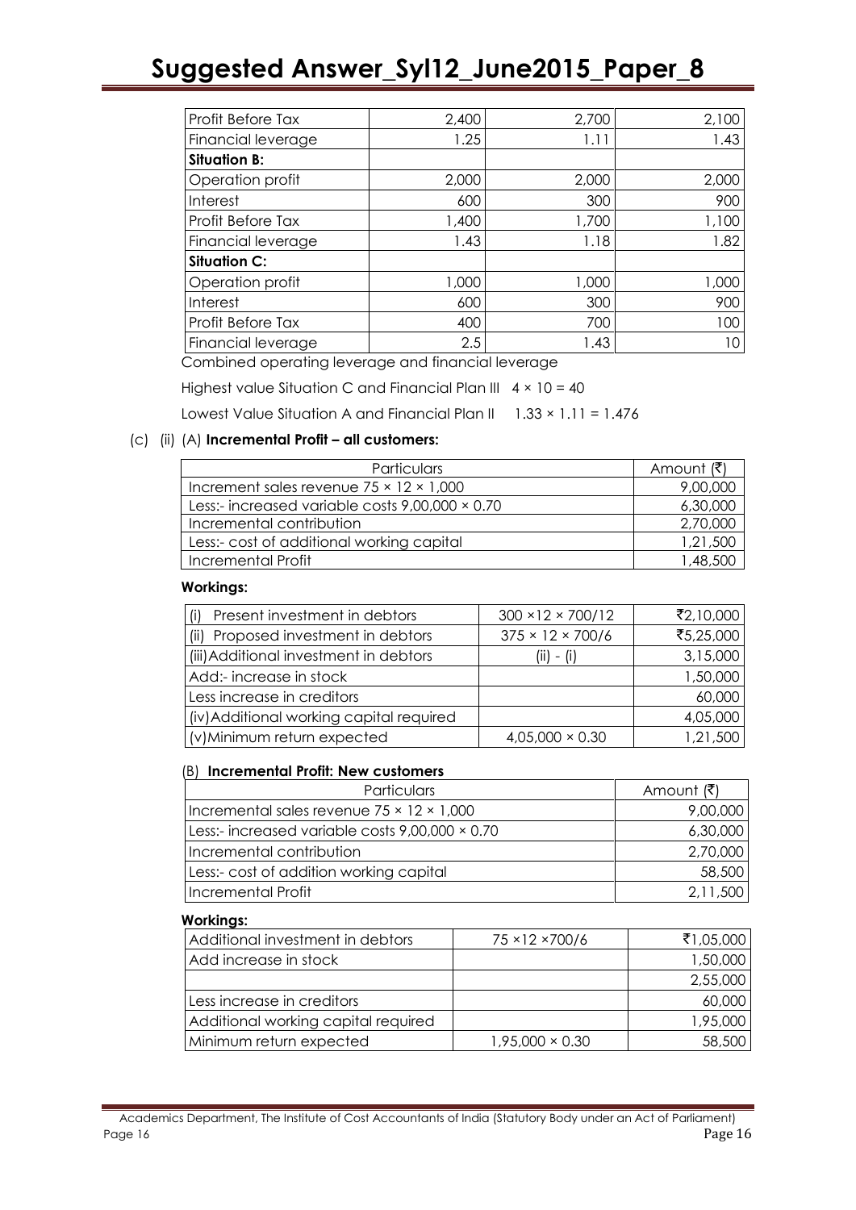| | | | |
|---|---|---|---|
| Profit Before Tax | 2,400 | 2,700 | 2,100 |
| Financial leverage | 1.25 | 1.11 | 1.43 |
| **Situation B:** | | | |
| Operation profit | 2,000 | 2,000 | 2,000 |
| Interest | 600 | 300 | 900 |
| Profit Before Tax | 1,400 | 1,700 | 1,100 |
| Financial leverage | 1.43 | 1.18 | 1.82 |
| **Situation C:** | | | |
| Operation profit | 1,000 | 1,000 | 1,000 |
| Interest | 600 | 300 | 900 |
| Profit Before Tax | 400 | 700 | 100 |
| Financial leverage | 2.5 | 1.43 | 10 |

Combined operating leverage and financial leverage

Highest value Situation C and Financial Plan III $4 \times 10 = 40$

Lowest Value Situation A and Financial Plan II $1.33 \times 1.11 = 1.476$

(c) (ii) (A) **Incremental Profit – all customers:**

| Particulars | Amount (₹) |
|---|---|
| Increment sales revenue $75 \times 12 \times 1,000$ | 9,00,000 |
| Less:- increased variable costs $9,00,000 \times 0.70$ | 6,30,000 |
| Incremental contribution | 2,70,000 |
| Less:- cost of additional working capital | 1,21,500 |
| Incremental Profit | 1,48,500 |

**Workings:**

| | | |
|---|---|---|
| (i) Present investment in debtors | $300 \times 12 \times 700/12$ | ₹2,10,000 |
| (ii) Proposed investment in debtors | $375 \times 12 \times 700/6$ | ₹5,25,000 |
| (iii) Additional investment in debtors | (ii) - (i) | 3,15,000 |
| Add:- increase in stock | | 1,50,000 |
| Less increase in creditors | | 60,000 |
| (iv) Additional working capital required | | 4,05,000 |
| (v) Minimum return expected | $4,05,000 \times 0.30$ | 1,21,500 |

(B) **Incremental Profit: New customers**

| Particulars | Amount (₹) |
|---|---|
| Incremental sales revenue $75 \times 12 \times 1,000$ | 9,00,000 |
| Less:- increased variable costs $9,00,000 \times 0.70$ | 6,30,000 |
| Incremental contribution | 2,70,000 |
| Less:- cost of addition working capital | 58,500 |
| Incremental Profit | 2,11,500 |

**Workings:**

| | | |
|---|---|---|
| Additional investment in debtors | $75 \times 12 \times 700/6$ | ₹1,05,000 |
| Add increase in stock | | 1,50,000 |
| | | 2,55,000 |
| Less increase in creditors | | 60,000 |
| Additional working capital required | | 1,95,000 |
| Minimum return expected | $1,95,000 \times 0.30$ | 58,500 |